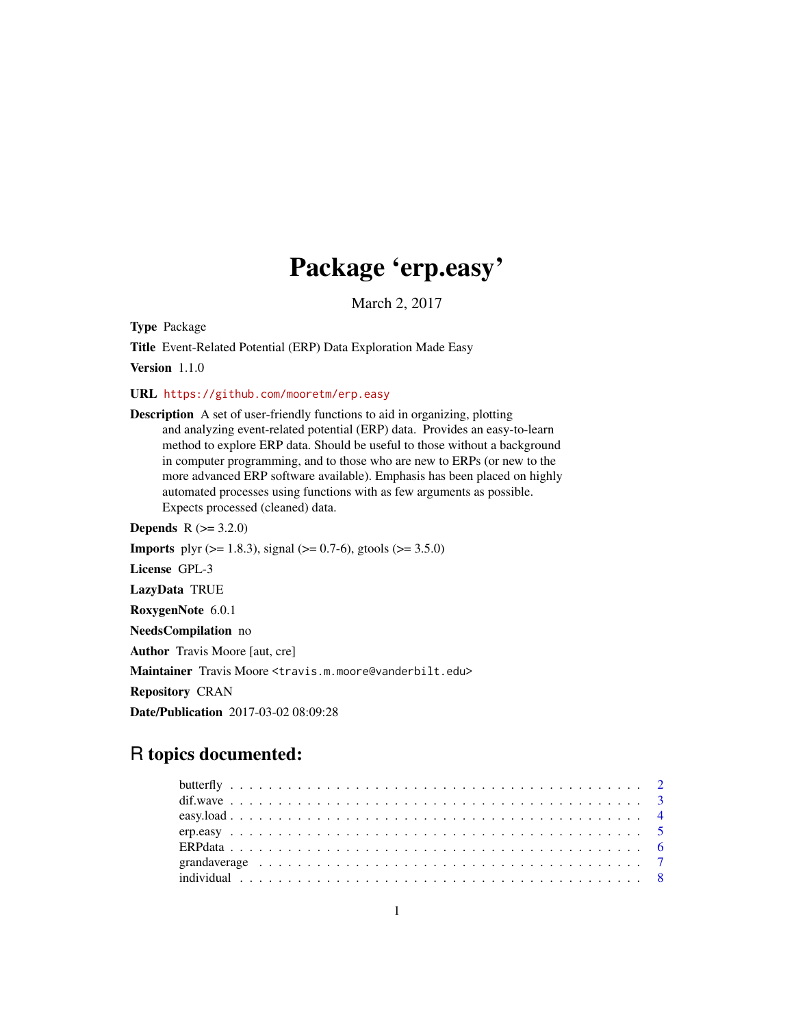# Package 'erp.easy'

March 2, 2017

**Type** Package

**Title** Event-Related Potential (ERP) Data Exploration Made Easy

**Version** 1.1.0

**URL** https://github.com/mooretm/erp.easy

**Description** A set of user-friendly functions to aid in organizing, plotting and analyzing event-related potential (ERP) data. Provides an easy-to-learn method to explore ERP data. Should be useful to those without a background in computer programming, and to those who are new to ERPs (or new to the more advanced ERP software available). Emphasis has been placed on highly automated processes using functions with as few arguments as possible. Expects processed (cleaned) data.

**Depends** R (>= 3.2.0)

**Imports** plyr (>= 1.8.3), signal (>= 0.7-6), gtools (>= 3.5.0)

**License** GPL-3

**LazyData** TRUE

**RoxygenNote** 6.0.1

**NeedsCompilation** no

**Author** Travis Moore [aut, cre]

**Maintainer** Travis Moore <travis.m.moore@vanderbilt.edu>

**Repository** CRAN

**Date/Publication** 2017-03-02 08:09:28

## R topics documented:

| | |
|---|---|
| butterfly | 2 |
| dif.wave | 3 |
| easy.load | 4 |
| erp.easy | 5 |
| ERPdata | 6 |
| grandaverage | 7 |
| individual | 8 |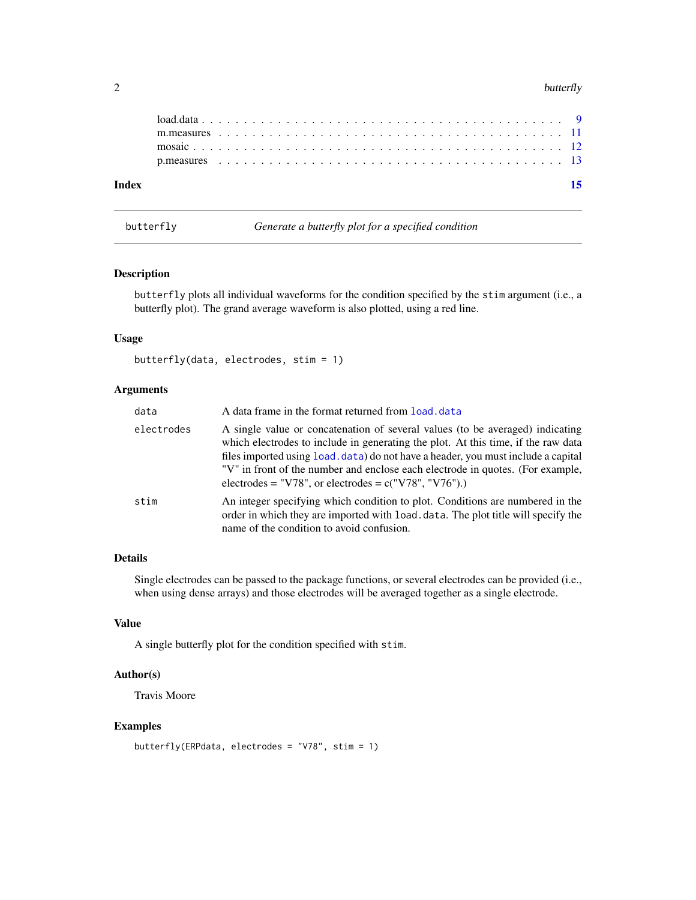| | |
|---|---|
| load.data | 9 |
| m.measures | 11 |
| mosaic | 12 |
| p.measures | 13 |

**Index** **15**

---

`butterfly` *Generate a butterfly plot for a specified condition*

---

## Description

`butterfly` plots all individual waveforms for the condition specified by the `stim` argument (i.e., a butterfly plot). The grand average waveform is also plotted, using a red line.

## Usage

```
butterfly(data, electrodes, stim = 1)
```

## Arguments

| | |
|---|---|
| `data` | A data frame in the format returned from `load.data` |
| `electrodes` | A single value or concatenation of several values (to be averaged) indicating which electrodes to include in generating the plot. At this time, if the raw data files imported using `load.data`) do not have a header, you must include a capital "V" in front of the number and enclose each electrode in quotes. (For example, electrodes = "V78", or electrodes = c("V78", "V76").) |
| `stim` | An integer specifying which condition to plot. Conditions are numbered in the order in which they are imported with `load.data`. The plot title will specify the name of the condition to avoid confusion. |

## Details

Single electrodes can be passed to the package functions, or several electrodes can be provided (i.e., when using dense arrays) and those electrodes will be averaged together as a single electrode.

## Value

A single butterfly plot for the condition specified with `stim`.

## Author(s)

Travis Moore

## Examples

```
butterfly(ERPdata, electrodes = "V78", stim = 1)
```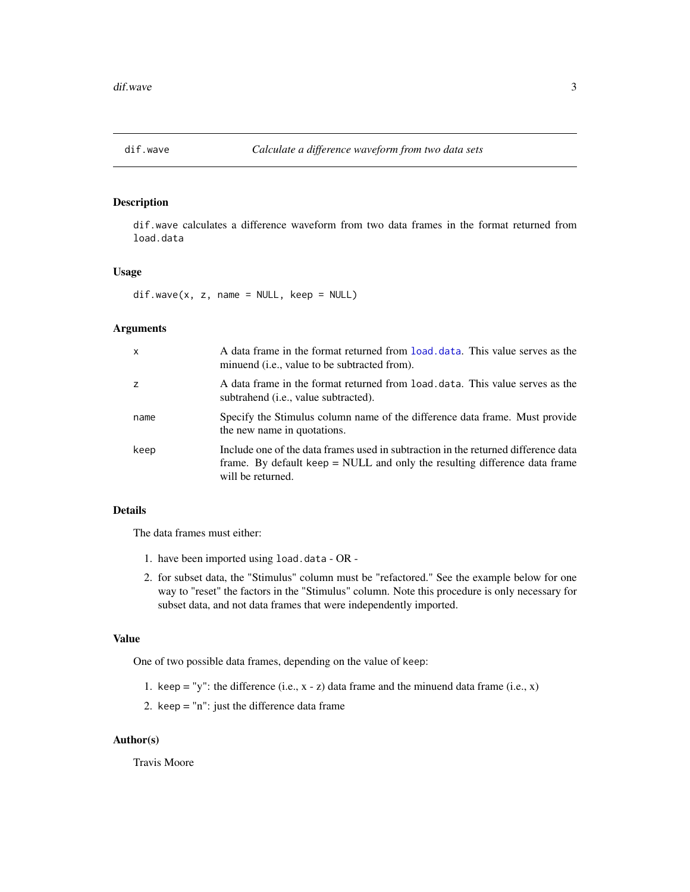## dif.wave — *Calculate a difference waveform from two data sets*

### Description

`dif.wave` calculates a difference waveform from two data frames in the format returned from `load.data`

### Usage

```
dif.wave(x, z, name = NULL, keep = NULL)
```

### Arguments

| | |
|---|---|
| `x` | A data frame in the format returned from `load.data`. This value serves as the minuend (i.e., value to be subtracted from). |
| `z` | A data frame in the format returned from `load.data`. This value serves as the subtrahend (i.e., value subtracted). |
| `name` | Specify the Stimulus column name of the difference data frame. Must provide the new name in quotations. |
| `keep` | Include one of the data frames used in subtraction in the returned difference data frame. By default `keep` = NULL and only the resulting difference data frame will be returned. |

### Details

The data frames must either:

1. have been imported using `load.data` - OR -
2. for subset data, the "Stimulus" column must be "refactored." See the example below for one way to "reset" the factors in the "Stimulus" column. Note this procedure is only necessary for subset data, and not data frames that were independently imported.

### Value

One of two possible data frames, depending on the value of `keep`:

1. `keep` = "y": the difference (i.e., x - z) data frame and the minuend data frame (i.e., x)
2. `keep` = "n": just the difference data frame

### Author(s)

Travis Moore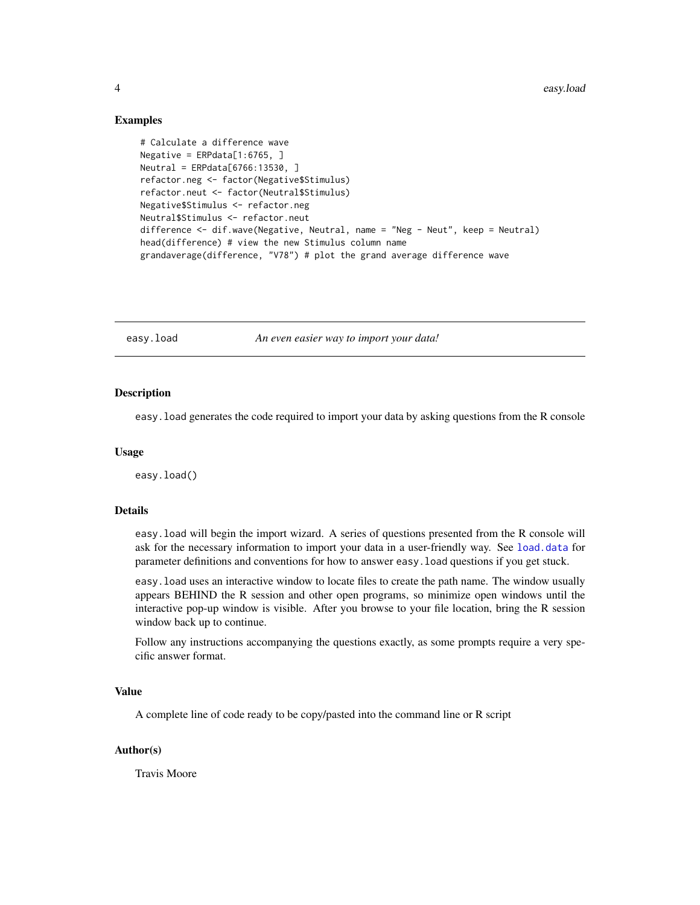### Examples

```
# Calculate a difference wave
Negative = ERPdata[1:6765, ]
Neutral = ERPdata[6766:13530, ]
refactor.neg <- factor(Negative$Stimulus)
refactor.neut <- factor(Neutral$Stimulus)
Negative$Stimulus <- refactor.neg
Neutral$Stimulus <- refactor.neut
difference <- dif.wave(Negative, Neutral, name = "Neg - Neut", keep = Neutral)
head(difference) # view the new Stimulus column name
grandaverage(difference, "V78") # plot the grand average difference wave
```

---

## easy.load — *An even easier way to import your data!*

---

### Description

`easy.load` generates the code required to import your data by asking questions from the R console

### Usage

```
easy.load()
```

### Details

`easy.load` will begin the import wizard. A series of questions presented from the R console will ask for the necessary information to import your data in a user-friendly way. See `load.data` for parameter definitions and conventions for how to answer `easy.load` questions if you get stuck.

`easy.load` uses an interactive window to locate files to create the path name. The window usually appears BEHIND the R session and other open programs, so minimize open windows until the interactive pop-up window is visible. After you browse to your file location, bring the R session window back up to continue.

Follow any instructions accompanying the questions exactly, as some prompts require a very specific answer format.

### Value

A complete line of code ready to be copy/pasted into the command line or R script

### Author(s)

Travis Moore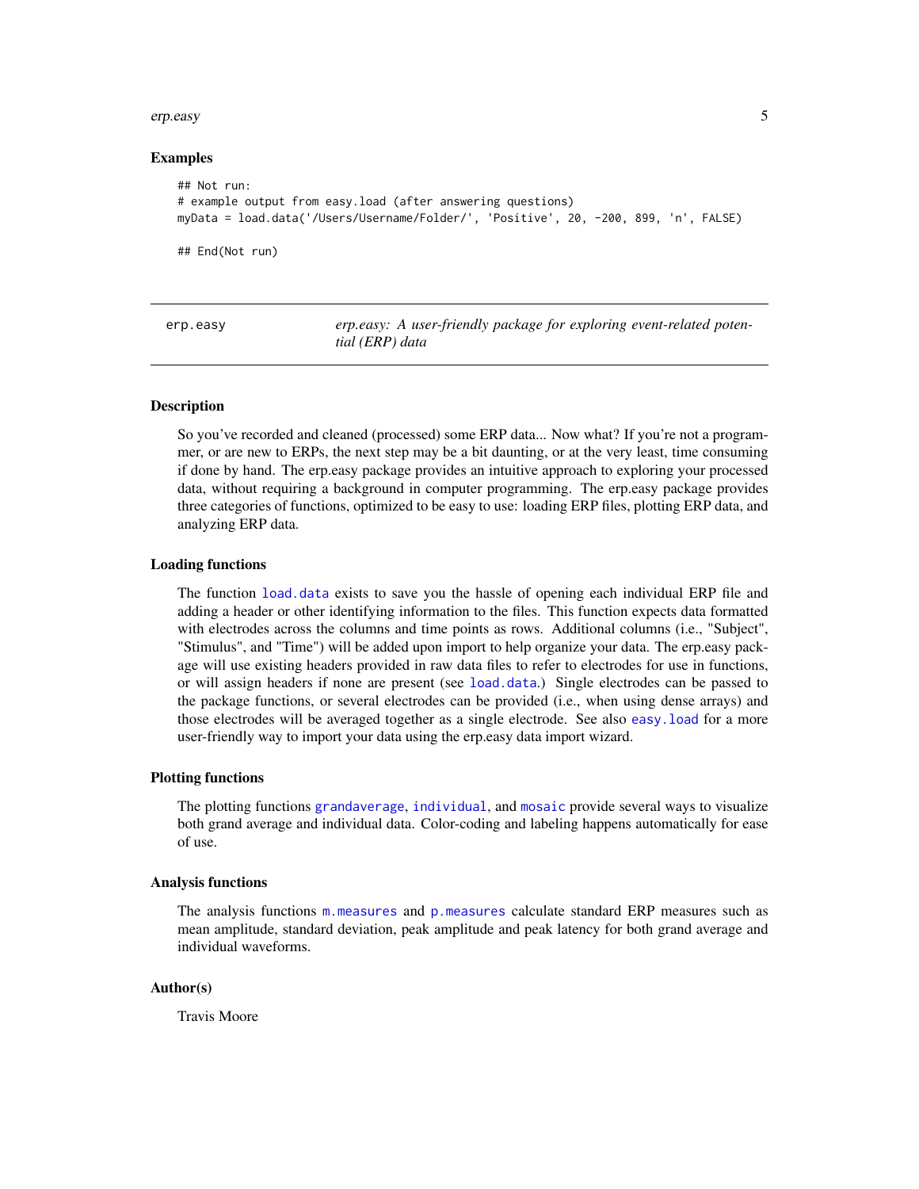### Examples

```
## Not run:
# example output from easy.load (after answering questions)
myData = load.data('/Users/Username/Folder/', 'Positive', 20, -200, 899, 'n', FALSE)

## End(Not run)
```

---

## erp.easy — *erp.easy: A user-friendly package for exploring event-related potential (ERP) data*

---

### Description

So you've recorded and cleaned (processed) some ERP data... Now what? If you're not a programmer, or are new to ERPs, the next step may be a bit daunting, or at the very least, time consuming if done by hand. The erp.easy package provides an intuitive approach to exploring your processed data, without requiring a background in computer programming. The erp.easy package provides three categories of functions, optimized to be easy to use: loading ERP files, plotting ERP data, and analyzing ERP data.

### Loading functions

The function `load.data` exists to save you the hassle of opening each individual ERP file and adding a header or other identifying information to the files. This function expects data formatted with electrodes across the columns and time points as rows. Additional columns (i.e., "Subject", "Stimulus", and "Time") will be added upon import to help organize your data. The erp.easy package will use existing headers provided in raw data files to refer to electrodes for use in functions, or will assign headers if none are present (see `load.data`.) Single electrodes can be passed to the package functions, or several electrodes can be provided (i.e., when using dense arrays) and those electrodes will be averaged together as a single electrode. See also `easy.load` for a more user-friendly way to import your data using the erp.easy data import wizard.

### Plotting functions

The plotting functions `grandaverage`, `individual`, and `mosaic` provide several ways to visualize both grand average and individual data. Color-coding and labeling happens automatically for ease of use.

### Analysis functions

The analysis functions `m.measures` and `p.measures` calculate standard ERP measures such as mean amplitude, standard deviation, peak amplitude and peak latency for both grand average and individual waveforms.

### Author(s)

Travis Moore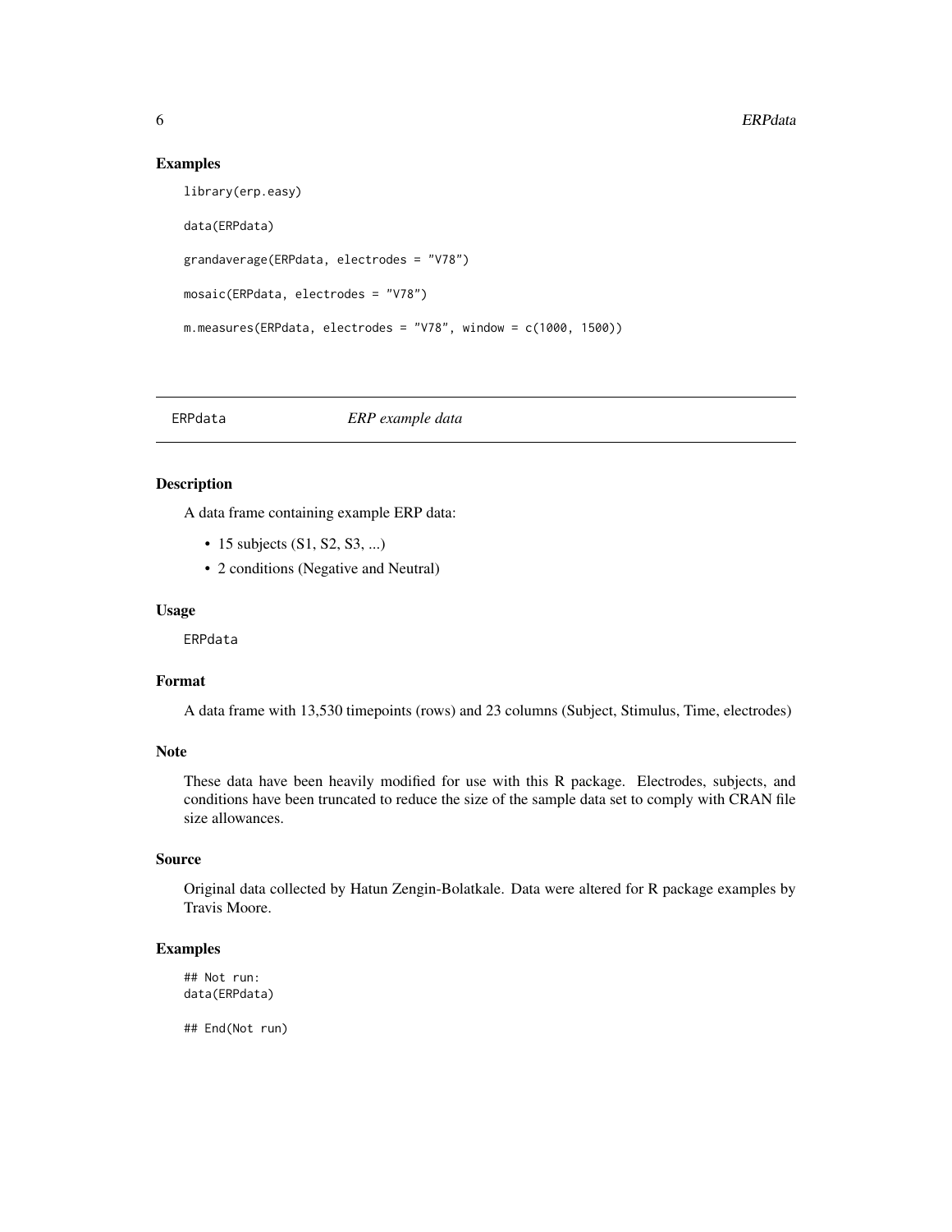## Examples

```
library(erp.easy)

data(ERPdata)

grandaverage(ERPdata, electrodes = "V78")

mosaic(ERPdata, electrodes = "V78")

m.measures(ERPdata, electrodes = "V78", window = c(1000, 1500))
```

---

## ERPdata *ERP example data*

---

### Description

A data frame containing example ERP data:

- 15 subjects (S1, S2, S3, ...)
- 2 conditions (Negative and Neutral)

### Usage

```
ERPdata
```

### Format

A data frame with 13,530 timepoints (rows) and 23 columns (Subject, Stimulus, Time, electrodes)

### Note

These data have been heavily modified for use with this R package. Electrodes, subjects, and conditions have been truncated to reduce the size of the sample data set to comply with CRAN file size allowances.

### Source

Original data collected by Hatun Zengin-Bolatkale. Data were altered for R package examples by Travis Moore.

### Examples

```
## Not run:
data(ERPdata)

## End(Not run)
```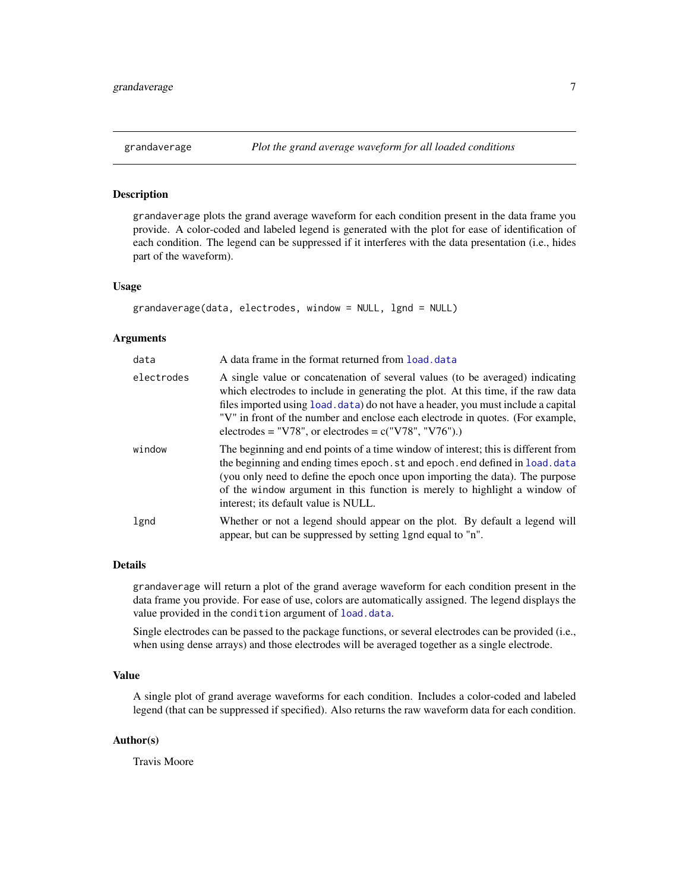# grandaverage — *Plot the grand average waveform for all loaded conditions*

## Description

`grandaverage` plots the grand average waveform for each condition present in the data frame you provide. A color-coded and labeled legend is generated with the plot for ease of identification of each condition. The legend can be suppressed if it interferes with the data presentation (i.e., hides part of the waveform).

## Usage

```
grandaverage(data, electrodes, window = NULL, lgnd = NULL)
```

## Arguments

| | |
|---|---|
| `data` | A data frame in the format returned from `load.data` |
| `electrodes` | A single value or concatenation of several values (to be averaged) indicating which electrodes to include in generating the plot. At this time, if the raw data files imported using `load.data`) do not have a header, you must include a capital "V" in front of the number and enclose each electrode in quotes. (For example, electrodes = "V78", or electrodes = c("V78", "V76").) |
| `window` | The beginning and end points of a time window of interest; this is different from the beginning and ending times `epoch.st` and `epoch.end` defined in `load.data` (you only need to define the epoch once upon importing the data). The purpose of the `window` argument in this function is merely to highlight a window of interest; its default value is NULL. |
| `lgnd` | Whether or not a legend should appear on the plot. By default a legend will appear, but can be suppressed by setting `lgnd` equal to "n". |

## Details

`grandaverage` will return a plot of the grand average waveform for each condition present in the data frame you provide. For ease of use, colors are automatically assigned. The legend displays the value provided in the `condition` argument of `load.data`.

Single electrodes can be passed to the package functions, or several electrodes can be provided (i.e., when using dense arrays) and those electrodes will be averaged together as a single electrode.

## Value

A single plot of grand average waveforms for each condition. Includes a color-coded and labeled legend (that can be suppressed if specified). Also returns the raw waveform data for each condition.

## Author(s)

Travis Moore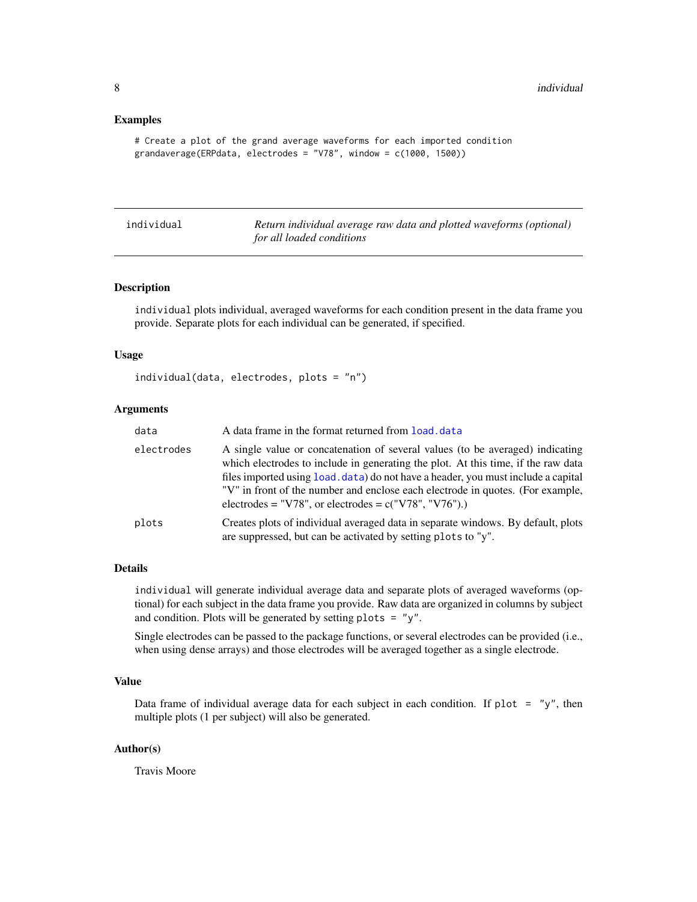## Examples

```
# Create a plot of the grand average waveforms for each imported condition
grandaverage(ERPdata, electrodes = "V78", window = c(1000, 1500))
```

---

`individual` *Return individual average raw data and plotted waveforms (optional) for all loaded conditions*

---

### Description

`individual` plots individual, averaged waveforms for each condition present in the data frame you provide. Separate plots for each individual can be generated, if specified.

### Usage

```
individual(data, electrodes, plots = "n")
```

### Arguments

| | |
|---|---|
| `data` | A data frame in the format returned from `load.data` |
| `electrodes` | A single value or concatenation of several values (to be averaged) indicating which electrodes to include in generating the plot. At this time, if the raw data files imported using `load.data`) do not have a header, you must include a capital "V" in front of the number and enclose each electrode in quotes. (For example, electrodes = "V78", or electrodes = c("V78", "V76").) |
| `plots` | Creates plots of individual averaged data in separate windows. By default, plots are suppressed, but can be activated by setting `plots` to "y". |

### Details

`individual` will generate individual average data and separate plots of averaged waveforms (optional) for each subject in the data frame you provide. Raw data are organized in columns by subject and condition. Plots will be generated by setting `plots = "y"`.

Single electrodes can be passed to the package functions, or several electrodes can be provided (i.e., when using dense arrays) and those electrodes will be averaged together as a single electrode.

### Value

Data frame of individual average data for each subject in each condition. If `plot = "y"`, then multiple plots (1 per subject) will also be generated.

### Author(s)

Travis Moore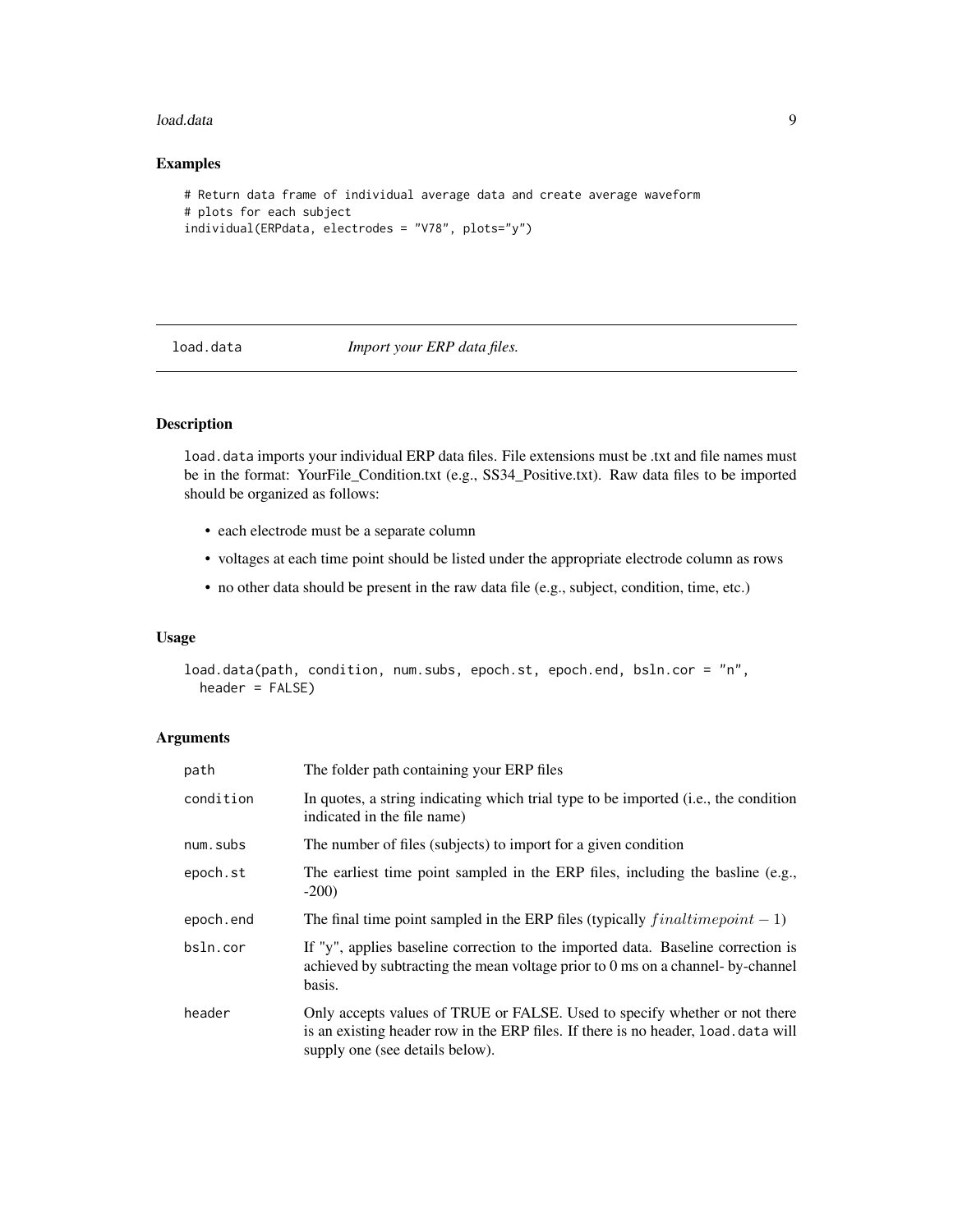## Examples

```
# Return data frame of individual average data and create average waveform
# plots for each subject
individual(ERPdata, electrodes = "V78", plots="y")
```

## load.data *Import your ERP data files.*

### Description

load.data imports your individual ERP data files. File extensions must be .txt and file names must be in the format: YourFile_Condition.txt (e.g., SS34_Positive.txt). Raw data files to be imported should be organized as follows:

- each electrode must be a separate column
- voltages at each time point should be listed under the appropriate electrode column as rows
- no other data should be present in the raw data file (e.g., subject, condition, time, etc.)

### Usage

```
load.data(path, condition, num.subs, epoch.st, epoch.end, bsln.cor = "n",
  header = FALSE)
```

### Arguments

| | |
|---|---|
| path | The folder path containing your ERP files |
| condition | In quotes, a string indicating which trial type to be imported (i.e., the condition indicated in the file name) |
| num.subs | The number of files (subjects) to import for a given condition |
| epoch.st | The earliest time point sampled in the ERP files, including the basline (e.g., -200) |
| epoch.end | The final time point sampled in the ERP files (typically $final time point - 1$) |
| bsln.cor | If "y", applies baseline correction to the imported data. Baseline correction is achieved by subtracting the mean voltage prior to 0 ms on a channel- by-channel basis. |
| header | Only accepts values of TRUE or FALSE. Used to specify whether or not there is an existing header row in the ERP files. If there is no header, load.data will supply one (see details below). |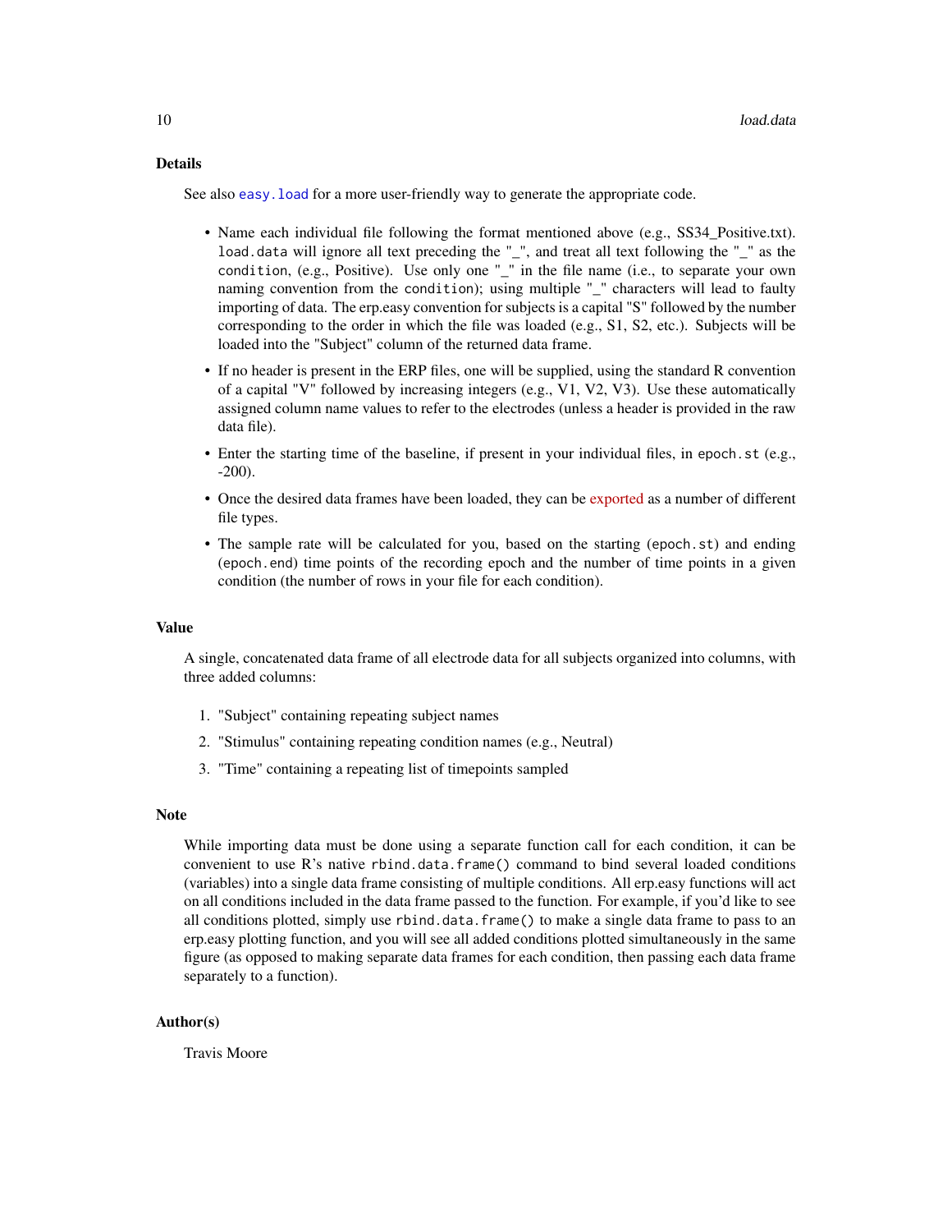### Details

See also `easy.load` for a more user-friendly way to generate the appropriate code.

- Name each individual file following the format mentioned above (e.g., SS34_Positive.txt). `load.data` will ignore all text preceding the "_", and treat all text following the "_" as the `condition`, (e.g., Positive). Use only one "_" in the file name (i.e., to separate your own naming convention from the `condition`); using multiple "_" characters will lead to faulty importing of data. The erp.easy convention for subjects is a capital "S" followed by the number corresponding to the order in which the file was loaded (e.g., S1, S2, etc.). Subjects will be loaded into the "Subject" column of the returned data frame.
- If no header is present in the ERP files, one will be supplied, using the standard R convention of a capital "V" followed by increasing integers (e.g., V1, V2, V3). Use these automatically assigned column name values to refer to the electrodes (unless a header is provided in the raw data file).
- Enter the starting time of the baseline, if present in your individual files, in `epoch.st` (e.g., -200).
- Once the desired data frames have been loaded, they can be exported as a number of different file types.
- The sample rate will be calculated for you, based on the starting (`epoch.st`) and ending (`epoch.end`) time points of the recording epoch and the number of time points in a given condition (the number of rows in your file for each condition).

### Value

A single, concatenated data frame of all electrode data for all subjects organized into columns, with three added columns:

1. "Subject" containing repeating subject names
2. "Stimulus" containing repeating condition names (e.g., Neutral)
3. "Time" containing a repeating list of timepoints sampled

### Note

While importing data must be done using a separate function call for each condition, it can be convenient to use R's native `rbind.data.frame()` command to bind several loaded conditions (variables) into a single data frame consisting of multiple conditions. All erp.easy functions will act on all conditions included in the data frame passed to the function. For example, if you'd like to see all conditions plotted, simply use `rbind.data.frame()` to make a single data frame to pass to an erp.easy plotting function, and you will see all added conditions plotted simultaneously in the same figure (as opposed to making separate data frames for each condition, then passing each data frame separately to a function).

### Author(s)

Travis Moore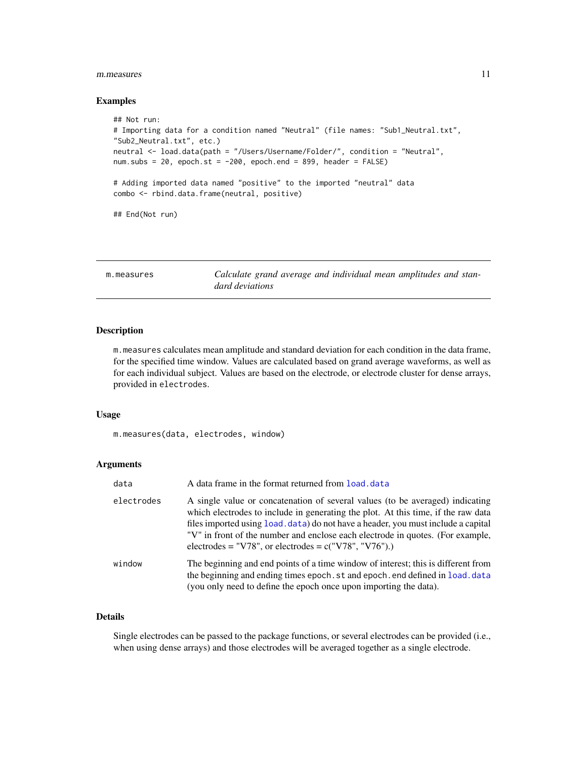### Examples

```
## Not run:
# Importing data for a condition named "Neutral" (file names: "Sub1_Neutral.txt",
"Sub2_Neutral.txt", etc.)
neutral <- load.data(path = "/Users/Username/Folder/", condition = "Neutral",
num.subs = 20, epoch.st = -200, epoch.end = 899, header = FALSE)

# Adding imported data named "positive" to the imported "neutral" data
combo <- rbind.data.frame(neutral, positive)

## End(Not run)
```

---

## m.measures — *Calculate grand average and individual mean amplitudes and standard deviations*

---

### Description

`m.measures` calculates mean amplitude and standard deviation for each condition in the data frame, for the specified time window. Values are calculated based on grand average waveforms, as well as for each individual subject. Values are based on the electrode, or electrode cluster for dense arrays, provided in `electrodes`.

### Usage

```
m.measures(data, electrodes, window)
```

### Arguments

| | |
|---|---|
| `data` | A data frame in the format returned from `load.data` |
| `electrodes` | A single value or concatenation of several values (to be averaged) indicating which electrodes to include in generating the plot. At this time, if the raw data files imported using `load.data`) do not have a header, you must include a capital "V" in front of the number and enclose each electrode in quotes. (For example, electrodes = "V78", or electrodes = c("V78", "V76").) |
| `window` | The beginning and end points of a time window of interest; this is different from the beginning and ending times `epoch.st` and `epoch.end` defined in `load.data` (you only need to define the epoch once upon importing the data). |

### Details

Single electrodes can be passed to the package functions, or several electrodes can be provided (i.e., when using dense arrays) and those electrodes will be averaged together as a single electrode.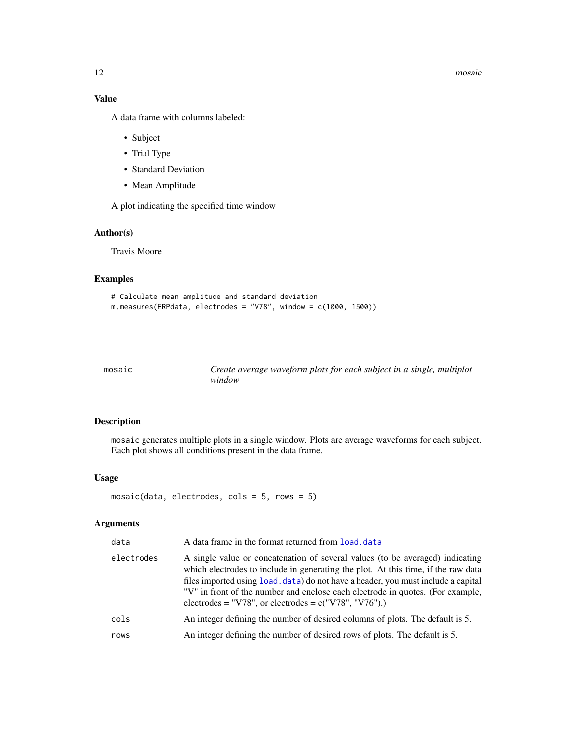### Value

A data frame with columns labeled:

- Subject
- Trial Type
- Standard Deviation
- Mean Amplitude

A plot indicating the specified time window

### Author(s)

Travis Moore

### Examples

```
# Calculate mean amplitude and standard deviation
m.measures(ERPdata, electrodes = "V78", window = c(1000, 1500))
```

---

## mosaic — *Create average waveform plots for each subject in a single, multiplot window*

---

### Description

`mosaic` generates multiple plots in a single window. Plots are average waveforms for each subject. Each plot shows all conditions present in the data frame.

### Usage

```
mosaic(data, electrodes, cols = 5, rows = 5)
```

### Arguments

| | |
|---|---|
| `data` | A data frame in the format returned from `load.data` |
| `electrodes` | A single value or concatenation of several values (to be averaged) indicating which electrodes to include in generating the plot. At this time, if the raw data files imported using `load.data`) do not have a header, you must include a capital "V" in front of the number and enclose each electrode in quotes. (For example, electrodes = "V78", or electrodes = c("V78", "V76").) |
| `cols` | An integer defining the number of desired columns of plots. The default is 5. |
| `rows` | An integer defining the number of desired rows of plots. The default is 5. |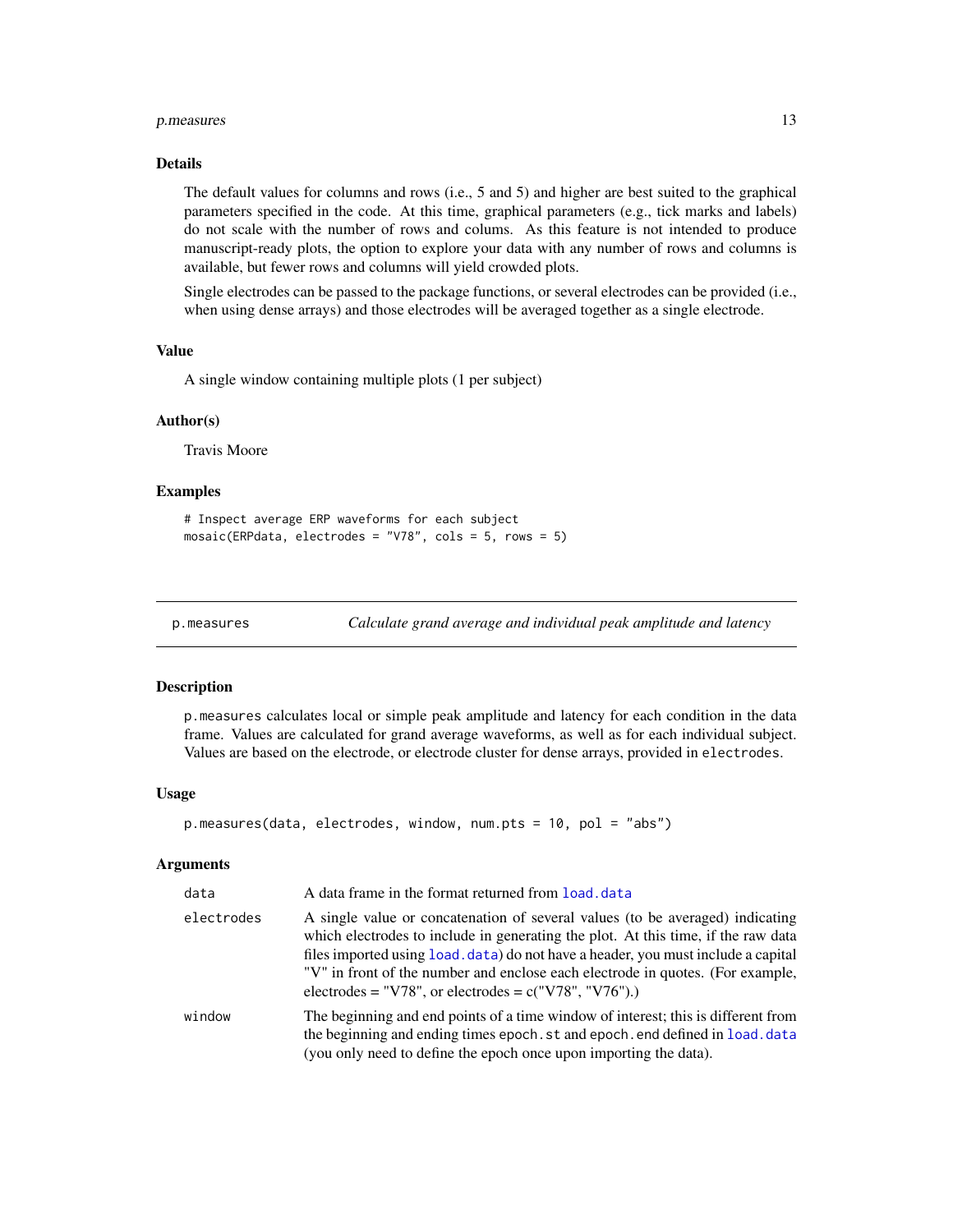### Details

The default values for columns and rows (i.e., 5 and 5) and higher are best suited to the graphical parameters specified in the code. At this time, graphical parameters (e.g., tick marks and labels) do not scale with the number of rows and colums. As this feature is not intended to produce manuscript-ready plots, the option to explore your data with any number of rows and columns is available, but fewer rows and columns will yield crowded plots.

Single electrodes can be passed to the package functions, or several electrodes can be provided (i.e., when using dense arrays) and those electrodes will be averaged together as a single electrode.

### Value

A single window containing multiple plots (1 per subject)

### Author(s)

Travis Moore

### Examples

```
# Inspect average ERP waveforms for each subject
mosaic(ERPdata, electrodes = "V78", cols = 5, rows = 5)
```

---

## p.measures — *Calculate grand average and individual peak amplitude and latency*

### Description

`p.measures` calculates local or simple peak amplitude and latency for each condition in the data frame. Values are calculated for grand average waveforms, as well as for each individual subject. Values are based on the electrode, or electrode cluster for dense arrays, provided in `electrodes`.

### Usage

```
p.measures(data, electrodes, window, num.pts = 10, pol = "abs")
```

### Arguments

| | |
|---|---|
| `data` | A data frame in the format returned from `load.data` |
| `electrodes` | A single value or concatenation of several values (to be averaged) indicating which electrodes to include in generating the plot. At this time, if the raw data files imported using `load.data`) do not have a header, you must include a capital "V" in front of the number and enclose each electrode in quotes. (For example, electrodes = "V78", or electrodes = c("V78", "V76").) |
| `window` | The beginning and end points of a time window of interest; this is different from the beginning and ending times `epoch.st` and `epoch.end` defined in `load.data` (you only need to define the epoch once upon importing the data). |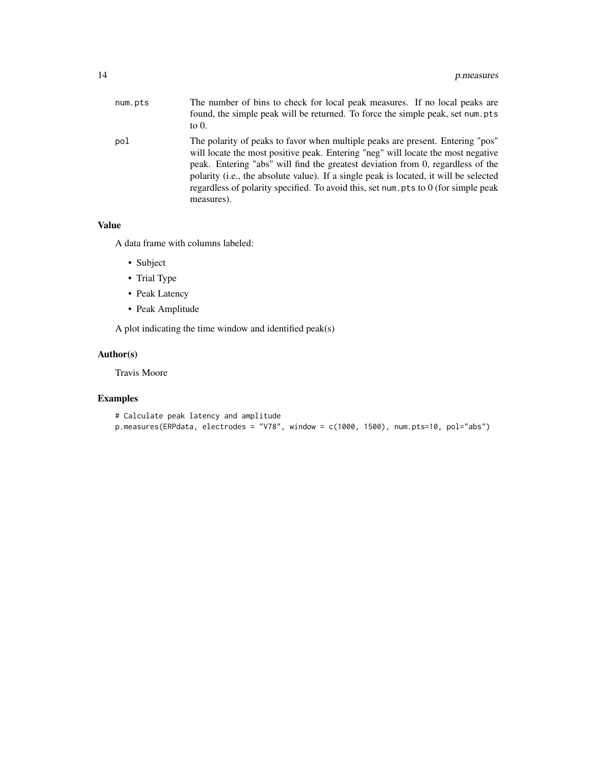| | |
|---|---|
| num.pts | The number of bins to check for local peak measures. If no local peaks are found, the simple peak will be returned. To force the simple peak, set num.pts to 0. |
| pol | The polarity of peaks to favor when multiple peaks are present. Entering "pos" will locate the most positive peak. Entering "neg" will locate the most negative peak. Entering "abs" will find the greatest deviation from 0, regardless of the polarity (i.e., the absolute value). If a single peak is located, it will be selected regardless of polarity specified. To avoid this, set num.pts to 0 (for simple peak measures). |

## Value

A data frame with columns labeled:

- Subject
- Trial Type
- Peak Latency
- Peak Amplitude

A plot indicating the time window and identified peak(s)

## Author(s)

Travis Moore

## Examples

```
# Calculate peak latency and amplitude
p.measures(ERPdata, electrodes = "V78", window = c(1000, 1500), num.pts=10, pol="abs")
```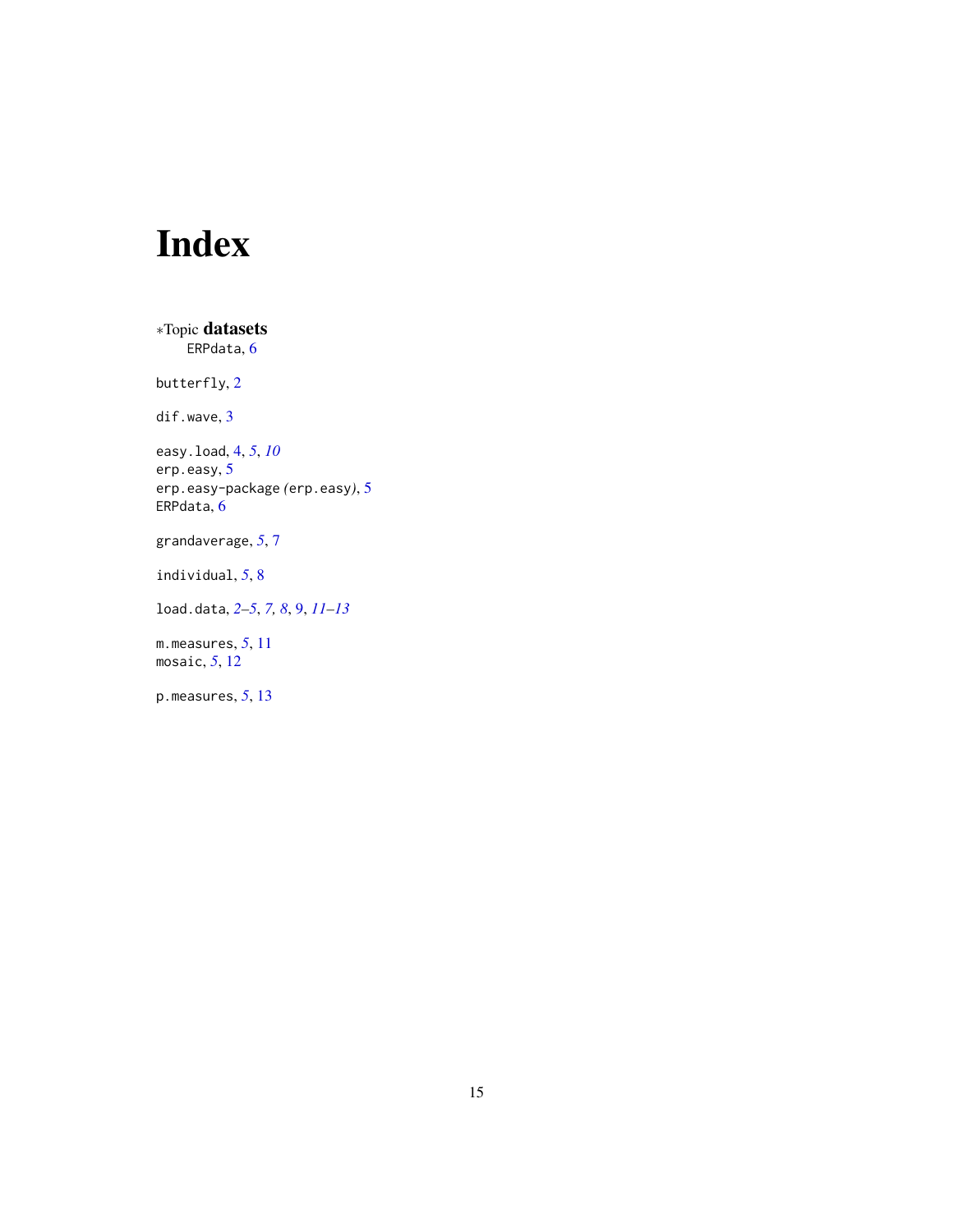# Index

*Topic **datasets**
    ERPdata, 6

butterfly, 2

dif.wave, 3

easy.load, 4, *5*, *10*
erp.easy, 5
erp.easy-package *(*erp.easy*)*, 5
ERPdata, 6

grandaverage, *5*, 7

individual, *5*, 8

load.data, *2–5*, *7, 8*, 9, *11–13*

m.measures, *5*, 11
mosaic, *5*, 12

p.measures, *5*, 13